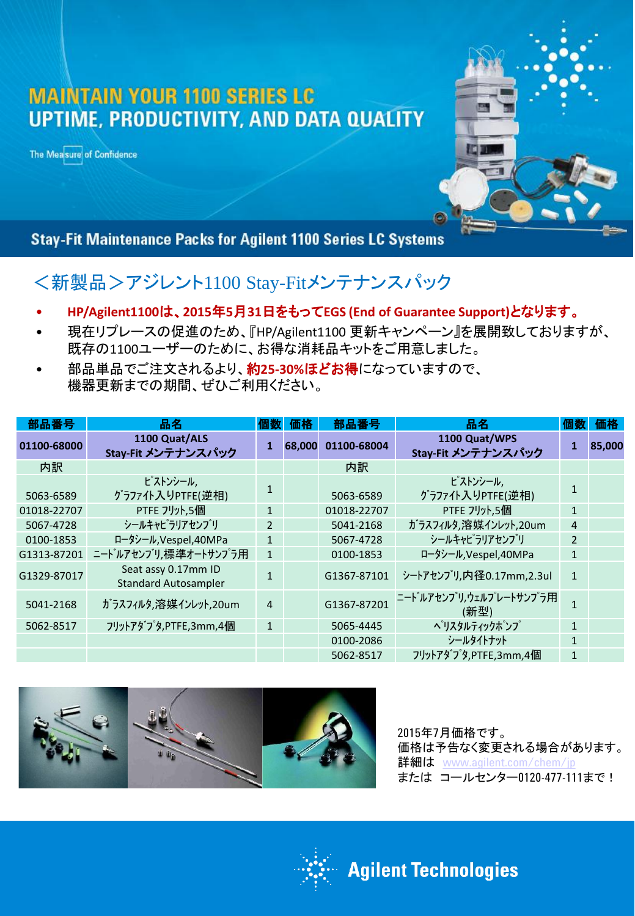# MAINTAIN YOUR 1100 SERIES LC UPTIME, PRODUCTIVITY, AND DATA QUALITY

The Measure of Confidence

**Stay-Fit Maintenance Packs for Agilent 1100 Series LC Systems**

## <新製品>アジレント1100 Stay-Fitメンテナンスパック

- **HP/Agilent1100は、2015年5月31日をもってEGS (End of Guarantee Support)となります。**
- 現在リプレースの促進のため、『HP/Agilent1100 更新キャンペーン』を展開致しておりますが、既存の1100ユーザーのために、お得な消耗品キットをご用意しました。
- 部品単品でご注文されるより、**約25-30%ほどお得**になっていますので、機器更新までの期間、ぜひご利用ください。

| 部品番号 | 品名 | 個数 | 価格 | 部品番号 | 品名 | 個数 | 価格 |
|---|---|---|---|---|---|---|---|
| **01100-68000** | **1100 Quat/ALS Stay-Fit メンテナンスパック** | **1** | **68,000** | **01100-68004** | **1100 Quat/WPS Stay-Fit メンテナンスパック** | **1** | **85,000** |
| 内訳 | | | | 内訳 | | | |
| 5063-6589 | ﾋﾟｽﾄﾝｼｰﾙ, ｸﾞﾗﾌｧｲﾄ入りPTFE(逆相) | 1 | | 5063-6589 | ﾋﾟｽﾄﾝｼｰﾙ, ｸﾞﾗﾌｧｲﾄ入りPTFE(逆相) | 1 | |
| 01018-22707 | PTFE ﾌﾘｯﾄ,5個 | 1 | | 01018-22707 | PTFE ﾌﾘｯﾄ,5個 | 1 | |
| 5067-4728 | ｼｰﾙｷｬﾋﾟﾗﾘｱｾﾝﾌﾞﾘ | 2 | | 5041-2168 | ｶﾞﾗｽﾌｨﾙﾀ,溶媒ｲﾝﾚｯﾄ,20um | 4 | |
| 0100-1853 | ﾛｰﾀｼｰﾙ,Vespel,40MPa | 1 | | 5067-4728 | ｼｰﾙｷｬﾋﾟﾗﾘｱｾﾝﾌﾞﾘ | 2 | |
| G1313-87201 | ﾆｰﾄﾞﾙｱｾﾝﾌﾞﾘ,標準ｵｰﾄｻﾝﾌﾟﾗ用 | 1 | | 0100-1853 | ﾛｰﾀｼｰﾙ,Vespel,40MPa | 1 | |
| G1329-87017 | Seat assy 0.17mm ID Standard Autosampler | 1 | | G1367-87101 | ｼｰﾄｱｾﾝﾌﾞﾘ,内径0.17mm,2.3ul | 1 | |
| 5041-2168 | ｶﾞﾗｽﾌｨﾙﾀ,溶媒ｲﾝﾚｯﾄ,20um | 4 | | G1367-87201 | ﾆｰﾄﾞﾙｱｾﾝﾌﾞﾘ,ｳｪﾙﾌﾟﾚｰﾄｻﾝﾌﾟﾗ用(新型) | 1 | |
| 5062-8517 | ﾌﾘｯﾄｱﾀﾞﾌﾟﾀ,PTFE,3mm,4個 | 1 | | 5065-4445 | ﾍﾟﾘｽﾀﾙﾃｨｯｸﾎﾟﾝﾌﾟ | 1 | |
| | | | | 0100-2086 | ｼｰﾙﾀｲﾄﾅｯﾄ | 1 | |
| | | | | 5062-8517 | ﾌﾘｯﾄｱﾀﾞﾌﾟﾀ,PTFE,3mm,4個 | 1 | |

2015年7月価格です。
価格は予告なく変更される場合があります。
詳細は www.agilent.com/chem/jp
または コールセンター0120-477-111まで！

Agilent Technologies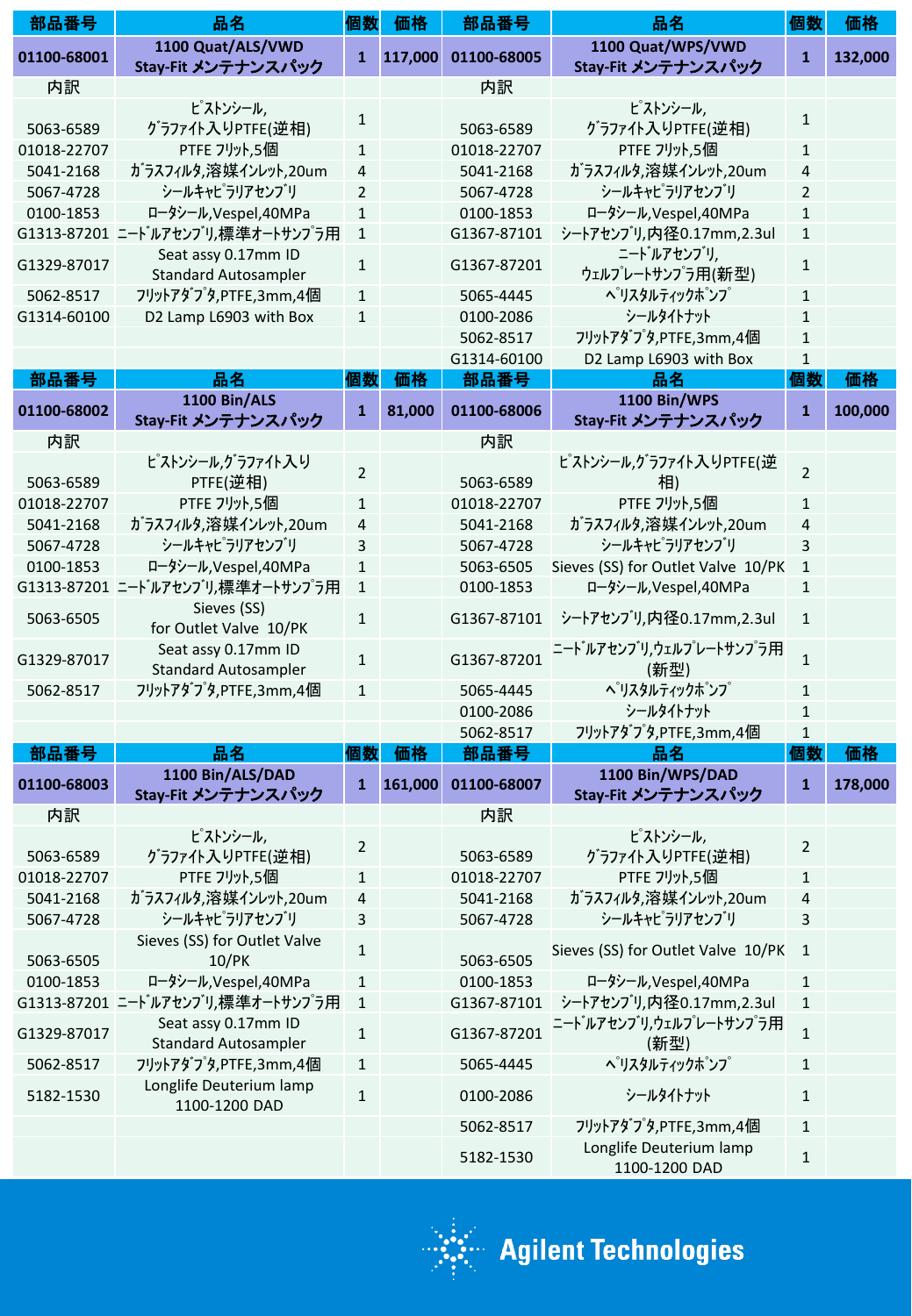| 部品番号 | 品名 | 個数 | 価格 | 部品番号 | 品名 | 個数 | 価格 |
|---|---|---|---|---|---|---|---|
| **01100-68001** | **1100 Quat/ALS/VWD Stay-Fit メンテナンスパック** | **1** | **117,000** | **01100-68005** | **1100 Quat/WPS/VWD Stay-Fit メンテナンスパック** | **1** | **132,000** |
| 内訳 | | | | 内訳 | | | |
| 5063-6589 | ﾋﾟｽﾄﾝシール, ｸﾞﾗﾌｧｲﾄ入りPTFE(逆相) | 1 | | 5063-6589 | ﾋﾟｽﾄﾝシール, ｸﾞﾗﾌｧｲﾄ入りPTFE(逆相) | 1 | |
| 01018-22707 | PTFE フリット,5個 | 1 | | 01018-22707 | PTFE フリット,5個 | 1 | |
| 5041-2168 | ｶﾞﾗｽﾌｨﾙﾀ,溶媒インレット,20um | 4 | | 5041-2168 | ｶﾞﾗｽﾌｨﾙﾀ,溶媒インレット,20um | 4 | |
| 5067-4728 | シールキャﾋﾟﾗﾘｱｾﾝﾌﾞﾘ | 2 | | 5067-4728 | シールキャﾋﾟﾗﾘｱｾﾝﾌﾞﾘ | 2 | |
| 0100-1853 | ﾛｰﾀｼｰﾙ,Vespel,40MPa | 1 | | 0100-1853 | ﾛｰﾀｼｰﾙ,Vespel,40MPa | 1 | |
| G1313-87201 | ﾆｰﾄﾞﾙｱｾﾝﾌﾞﾘ,標準ｵｰﾄｻﾝﾌﾟﾗ用 | 1 | | G1367-87101 | ｼｰﾄｱｾﾝﾌﾞﾘ,内径0.17mm,2.3ul | 1 | |
| G1329-87017 | Seat assy 0.17mm ID Standard Autosampler | 1 | | G1367-87201 | ﾆｰﾄﾞﾙｱｾﾝﾌﾞﾘ, ｳｪﾙﾌﾟﾚｰﾄｻﾝﾌﾟﾗ用(新型) | 1 | |
| 5062-8517 | ﾌﾘｯﾄｱﾀﾞﾌﾟﾀ,PTFE,3mm,4個 | 1 | | 5065-4445 | ﾍﾟﾘｽﾀﾙﾃｨｯｸﾎﾟﾝﾌﾟ | 1 | |
| G1314-60100 | D2 Lamp L6903 with Box | 1 | | 0100-2086 | ｼｰﾙﾀｲﾄﾅｯﾄ | 1 | |
| | | | | 5062-8517 | ﾌﾘｯﾄｱﾀﾞﾌﾟﾀ,PTFE,3mm,4個 | 1 | |
| | | | | G1314-60100 | D2 Lamp L6903 with Box | 1 | |
| **部品番号** | **品名** | **個数** | **価格** | **部品番号** | **品名** | **個数** | **価格** |
| **01100-68002** | **1100 Bin/ALS Stay-Fit メンテナンスパック** | **1** | **81,000** | **01100-68006** | **1100 Bin/WPS Stay-Fit メンテナンスパック** | **1** | **100,000** |
| 内訳 | | | | 内訳 | | | |
| 5063-6589 | ﾋﾟｽﾄﾝシール,ｸﾞﾗﾌｧｲﾄ入り PTFE(逆相) | 2 | | 5063-6589 | ﾋﾟｽﾄﾝシール,ｸﾞﾗﾌｧｲﾄ入りPTFE(逆相) | 2 | |
| 01018-22707 | PTFE フリット,5個 | 1 | | 01018-22707 | PTFE フリット,5個 | 1 | |
| 5041-2168 | ｶﾞﾗｽﾌｨﾙﾀ,溶媒インレット,20um | 4 | | 5041-2168 | ｶﾞﾗｽﾌｨﾙﾀ,溶媒インレット,20um | 4 | |
| 5067-4728 | シールキャﾋﾟﾗﾘｱｾﾝﾌﾞﾘ | 3 | | 5067-4728 | シールキャﾋﾟﾗﾘｱｾﾝﾌﾞﾘ | 3 | |
| 0100-1853 | ﾛｰﾀｼｰﾙ,Vespel,40MPa | 1 | | 5063-6505 | Sieves (SS) for Outlet Valve 10/PK | 1 | |
| G1313-87201 | ﾆｰﾄﾞﾙｱｾﾝﾌﾞﾘ,標準ｵｰﾄｻﾝﾌﾟﾗ用 | 1 | | 0100-1853 | ﾛｰﾀｼｰﾙ,Vespel,40MPa | 1 | |
| 5063-6505 | Sieves (SS) for Outlet Valve 10/PK | 1 | | G1367-87101 | ｼｰﾄｱｾﾝﾌﾞﾘ,内径0.17mm,2.3ul | 1 | |
| G1329-87017 | Seat assy 0.17mm ID Standard Autosampler | 1 | | G1367-87201 | ﾆｰﾄﾞﾙｱｾﾝﾌﾞﾘ,ｳｪﾙﾌﾟﾚｰﾄｻﾝﾌﾟﾗ用(新型) | 1 | |
| 5062-8517 | ﾌﾘｯﾄｱﾀﾞﾌﾟﾀ,PTFE,3mm,4個 | 1 | | 5065-4445 | ﾍﾟﾘｽﾀﾙﾃｨｯｸﾎﾟﾝﾌﾟ | 1 | |
| | | | | 0100-2086 | ｼｰﾙﾀｲﾄﾅｯﾄ | 1 | |
| | | | | 5062-8517 | ﾌﾘｯﾄｱﾀﾞﾌﾟﾀ,PTFE,3mm,4個 | 1 | |
| **部品番号** | **品名** | **個数** | **価格** | **部品番号** | **品名** | **個数** | **価格** |
| **01100-68003** | **1100 Bin/ALS/DAD Stay-Fit メンテナンスパック** | **1** | **161,000** | **01100-68007** | **1100 Bin/WPS/DAD Stay-Fit メンテナンスパック** | **1** | **178,000** |
| 内訳 | | | | 内訳 | | | |
| 5063-6589 | ﾋﾟｽﾄﾝシール, ｸﾞﾗﾌｧｲﾄ入りPTFE(逆相) | 2 | | 5063-6589 | ﾋﾟｽﾄﾝシール, ｸﾞﾗﾌｧｲﾄ入りPTFE(逆相) | 2 | |
| 01018-22707 | PTFE フリット,5個 | 1 | | 01018-22707 | PTFE フリット,5個 | 1 | |
| 5041-2168 | ｶﾞﾗｽﾌｨﾙﾀ,溶媒インレット,20um | 4 | | 5041-2168 | ｶﾞﾗｽﾌｨﾙﾀ,溶媒インレット,20um | 4 | |
| 5067-4728 | シールキャﾋﾟﾗﾘｱｾﾝﾌﾞﾘ | 3 | | 5067-4728 | シールキャﾋﾟﾗﾘｱｾﾝﾌﾞﾘ | 3 | |
| 5063-6505 | Sieves (SS) for Outlet Valve 10/PK | 1 | | 5063-6505 | Sieves (SS) for Outlet Valve 10/PK | 1 | |
| 0100-1853 | ﾛｰﾀｼｰﾙ,Vespel,40MPa | 1 | | 0100-1853 | ﾛｰﾀｼｰﾙ,Vespel,40MPa | 1 | |
| G1313-87201 | ﾆｰﾄﾞﾙｱｾﾝﾌﾞﾘ,標準ｵｰﾄｻﾝﾌﾟﾗ用 | 1 | | G1367-87101 | ｼｰﾄｱｾﾝﾌﾞﾘ,内径0.17mm,2.3ul | 1 | |
| G1329-87017 | Seat assy 0.17mm ID Standard Autosampler | 1 | | G1367-87201 | ﾆｰﾄﾞﾙｱｾﾝﾌﾞﾘ,ｳｪﾙﾌﾟﾚｰﾄｻﾝﾌﾟﾗ用(新型) | 1 | |
| 5062-8517 | ﾌﾘｯﾄｱﾀﾞﾌﾟﾀ,PTFE,3mm,4個 | 1 | | 5065-4445 | ﾍﾟﾘｽﾀﾙﾃｨｯｸﾎﾟﾝﾌﾟ | 1 | |
| 5182-1530 | Longlife Deuterium lamp 1100-1200 DAD | 1 | | 0100-2086 | ｼｰﾙﾀｲﾄﾅｯﾄ | 1 | |
| | | | | 5062-8517 | ﾌﾘｯﾄｱﾀﾞﾌﾟﾀ,PTFE,3mm,4個 | 1 | |
| | | | | 5182-1530 | Longlife Deuterium lamp 1100-1200 DAD | 1 | |

Agilent Technologies